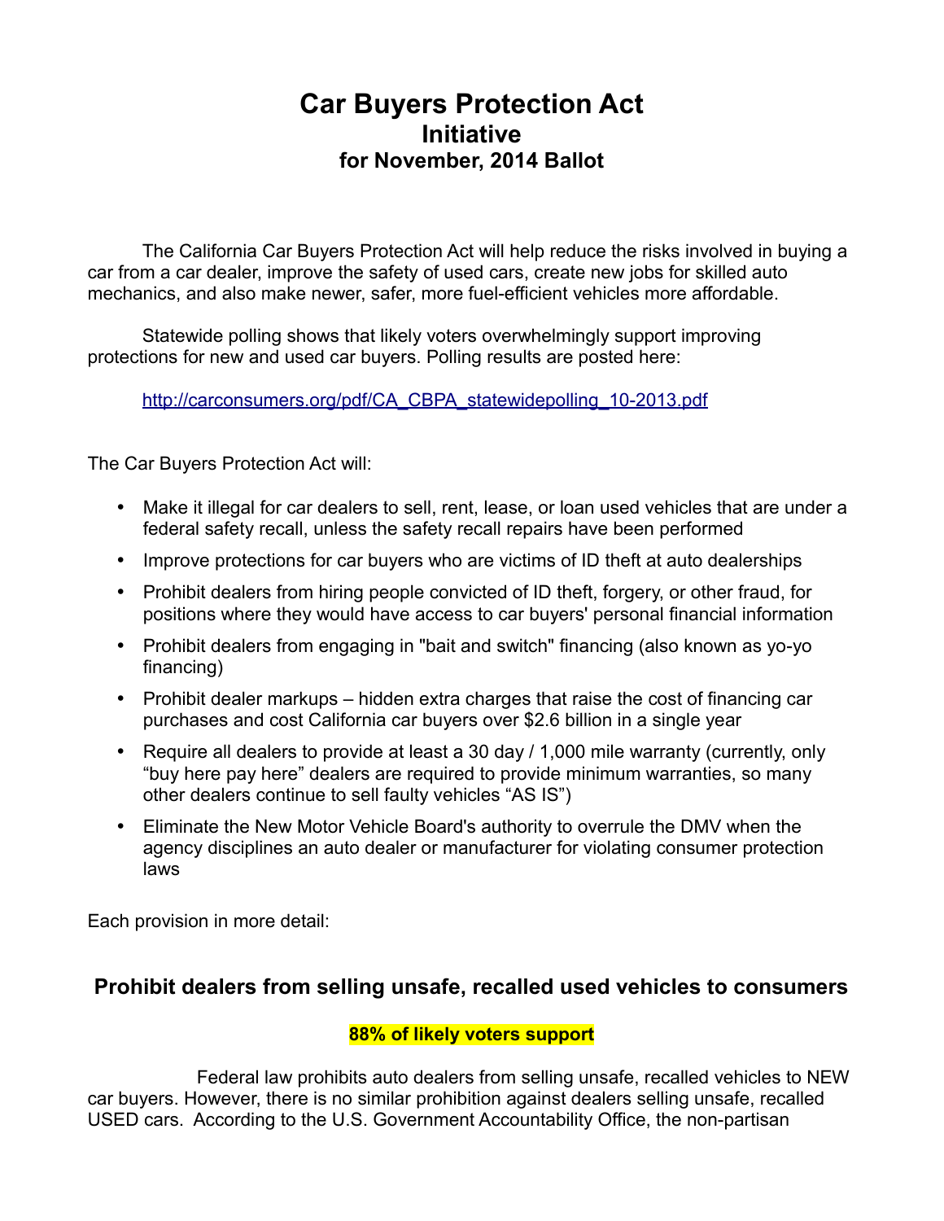# Car Buyers Protection Act
## Initiative
### for November, 2014 Ballot

The California Car Buyers Protection Act will help reduce the risks involved in buying a car from a car dealer, improve the safety of used cars, create new jobs for skilled auto mechanics, and also make newer, safer, more fuel-efficient vehicles more affordable.

Statewide polling shows that likely voters overwhelmingly support improving protections for new and used car buyers. Polling results are posted here:

http://carconsumers.org/pdf/CA_CBPA_statewidepolling_10-2013.pdf

The Car Buyers Protection Act will:

- Make it illegal for car dealers to sell, rent, lease, or loan used vehicles that are under a federal safety recall, unless the safety recall repairs have been performed
- Improve protections for car buyers who are victims of ID theft at auto dealerships
- Prohibit dealers from hiring people convicted of ID theft, forgery, or other fraud, for positions where they would have access to car buyers' personal financial information
- Prohibit dealers from engaging in "bait and switch" financing (also known as yo-yo financing)
- Prohibit dealer markups – hidden extra charges that raise the cost of financing car purchases and cost California car buyers over $2.6 billion in a single year
- Require all dealers to provide at least a 30 day / 1,000 mile warranty (currently, only "buy here pay here" dealers are required to provide minimum warranties, so many other dealers continue to sell faulty vehicles "AS IS")
- Eliminate the New Motor Vehicle Board's authority to overrule the DMV when the agency disciplines an auto dealer or manufacturer for violating consumer protection laws

Each provision in more detail:

## Prohibit dealers from selling unsafe, recalled used vehicles to consumers

**88% of likely voters support**

Federal law prohibits auto dealers from selling unsafe, recalled vehicles to NEW car buyers. However, there is no similar prohibition against dealers selling unsafe, recalled USED cars. According to the U.S. Government Accountability Office, the non-partisan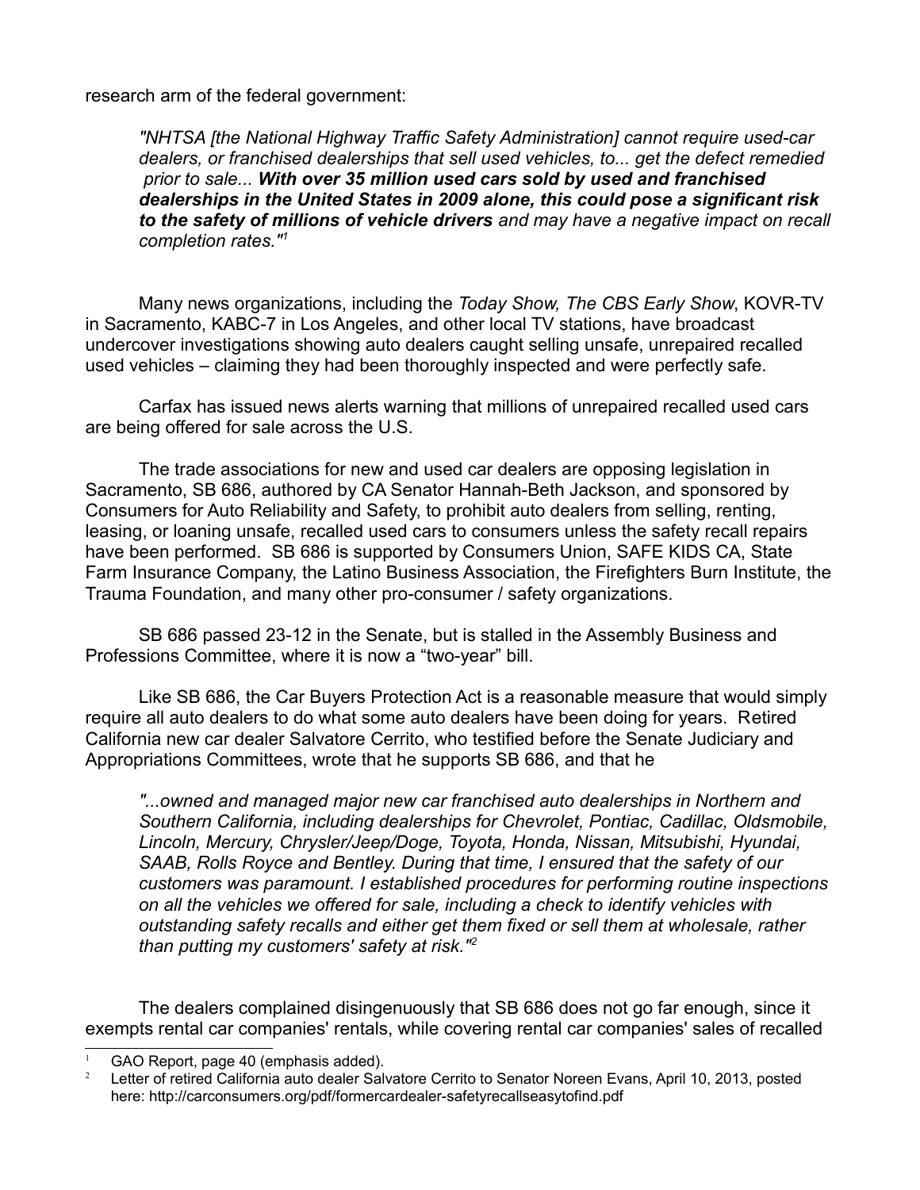research arm of the federal government:

> *"NHTSA [the National Highway Traffic Safety Administration] cannot require used-car dealers, or franchised dealerships that sell used vehicles, to... get the defect remedied prior to sale...* ***With over 35 million used cars sold by used and franchised dealerships in the United States in 2009 alone, this could pose a significant risk to the safety of millions of vehicle drivers*** *and may have a negative impact on recall completion rates."*[1]

Many news organizations, including the *Today Show, The CBS Early Show*, KOVR-TV in Sacramento, KABC-7 in Los Angeles, and other local TV stations, have broadcast undercover investigations showing auto dealers caught selling unsafe, unrepaired recalled used vehicles – claiming they had been thoroughly inspected and were perfectly safe.

Carfax has issued news alerts warning that millions of unrepaired recalled used cars are being offered for sale across the U.S.

The trade associations for new and used car dealers are opposing legislation in Sacramento, SB 686, authored by CA Senator Hannah-Beth Jackson, and sponsored by Consumers for Auto Reliability and Safety, to prohibit auto dealers from selling, renting, leasing, or loaning unsafe, recalled used cars to consumers unless the safety recall repairs have been performed. SB 686 is supported by Consumers Union, SAFE KIDS CA, State Farm Insurance Company, the Latino Business Association, the Firefighters Burn Institute, the Trauma Foundation, and many other pro-consumer / safety organizations.

SB 686 passed 23-12 in the Senate, but is stalled in the Assembly Business and Professions Committee, where it is now a "two-year" bill.

Like SB 686, the Car Buyers Protection Act is a reasonable measure that would simply require all auto dealers to do what some auto dealers have been doing for years. Retired California new car dealer Salvatore Cerrito, who testified before the Senate Judiciary and Appropriations Committees, wrote that he supports SB 686, and that he

> *"...owned and managed major new car franchised auto dealerships in Northern and Southern California, including dealerships for Chevrolet, Pontiac, Cadillac, Oldsmobile, Lincoln, Mercury, Chrysler/Jeep/Doge, Toyota, Honda, Nissan, Mitsubishi, Hyundai, SAAB, Rolls Royce and Bentley. During that time, I ensured that the safety of our customers was paramount. I established procedures for performing routine inspections on all the vehicles we offered for sale, including a check to identify vehicles with outstanding safety recalls and either get them fixed or sell them at wholesale, rather than putting my customers' safety at risk."*[2]

The dealers complained disingenuously that SB 686 does not go far enough, since it exempts rental car companies' rentals, while covering rental car companies' sales of recalled

---

[1] GAO Report, page 40 (emphasis added).

[2] Letter of retired California auto dealer Salvatore Cerrito to Senator Noreen Evans, April 10, 2013, posted here: http://carconsumers.org/pdf/formercardealer-safetyrecallseasytofind.pdf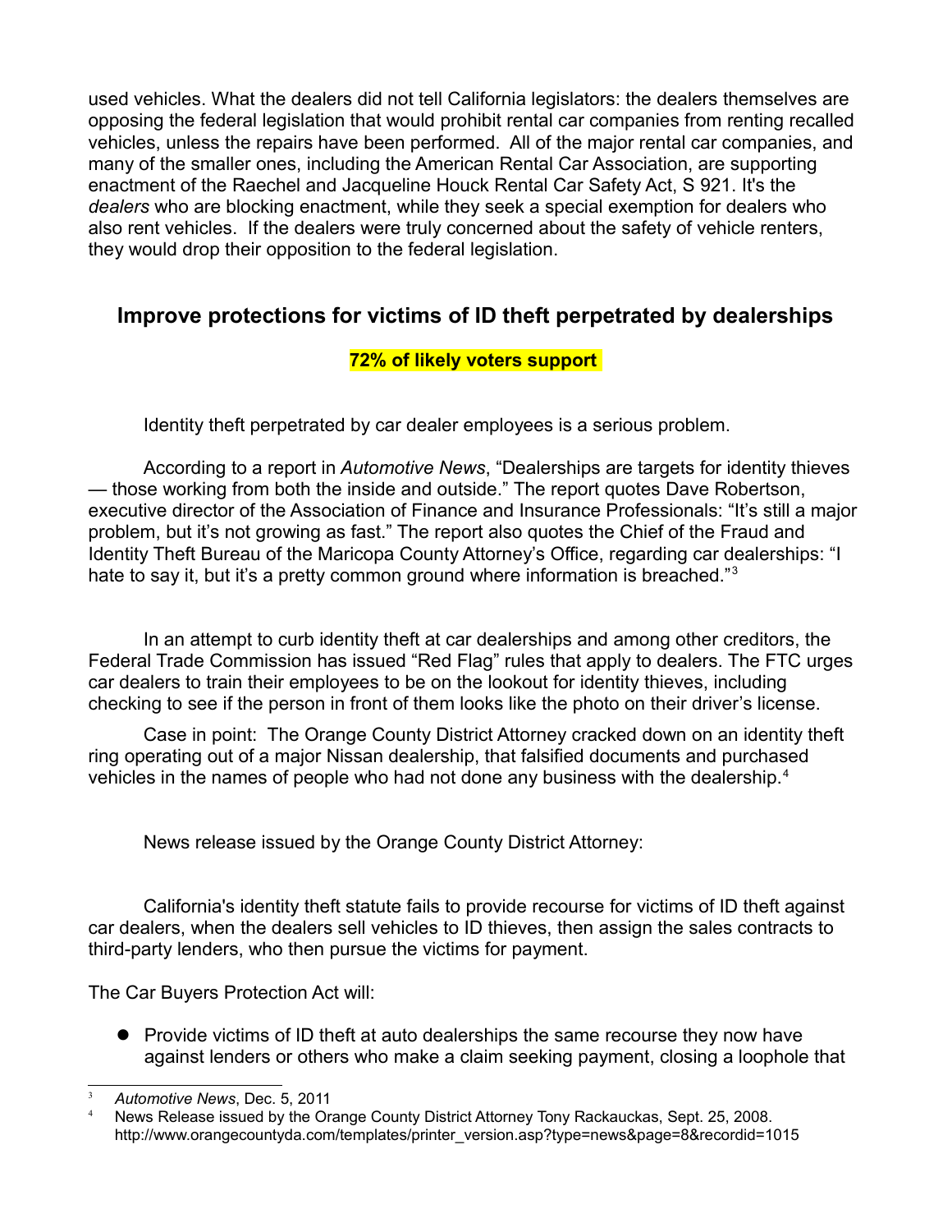used vehicles. What the dealers did not tell California legislators: the dealers themselves are opposing the federal legislation that would prohibit rental car companies from renting recalled vehicles, unless the repairs have been performed. All of the major rental car companies, and many of the smaller ones, including the American Rental Car Association, are supporting enactment of the Raechel and Jacqueline Houck Rental Car Safety Act, S 921. It's the *dealers* who are blocking enactment, while they seek a special exemption for dealers who also rent vehicles. If the dealers were truly concerned about the safety of vehicle renters, they would drop their opposition to the federal legislation.

## Improve protections for victims of ID theft perpetrated by dealerships

**72% of likely voters support**

Identity theft perpetrated by car dealer employees is a serious problem.

According to a report in *Automotive News*, "Dealerships are targets for identity thieves — those working from both the inside and outside." The report quotes Dave Robertson, executive director of the Association of Finance and Insurance Professionals: "It's still a major problem, but it's not growing as fast." The report also quotes the Chief of the Fraud and Identity Theft Bureau of the Maricopa County Attorney's Office, regarding car dealerships: "I hate to say it, but it's a pretty common ground where information is breached."[3]

In an attempt to curb identity theft at car dealerships and among other creditors, the Federal Trade Commission has issued "Red Flag" rules that apply to dealers. The FTC urges car dealers to train their employees to be on the lookout for identity thieves, including checking to see if the person in front of them looks like the photo on their driver's license.

Case in point: The Orange County District Attorney cracked down on an identity theft ring operating out of a major Nissan dealership, that falsified documents and purchased vehicles in the names of people who had not done any business with the dealership.[4]

News release issued by the Orange County District Attorney:

California's identity theft statute fails to provide recourse for victims of ID theft against car dealers, when the dealers sell vehicles to ID thieves, then assign the sales contracts to third-party lenders, who then pursue the victims for payment.

The Car Buyers Protection Act will:

- Provide victims of ID theft at auto dealerships the same recourse they now have against lenders or others who make a claim seeking payment, closing a loophole that

---

[3] *Automotive News*, Dec. 5, 2011

[4] News Release issued by the Orange County District Attorney Tony Rackauckas, Sept. 25, 2008. http://www.orangecountyda.com/templates/printer_version.asp?type=news&page=8&recordid=1015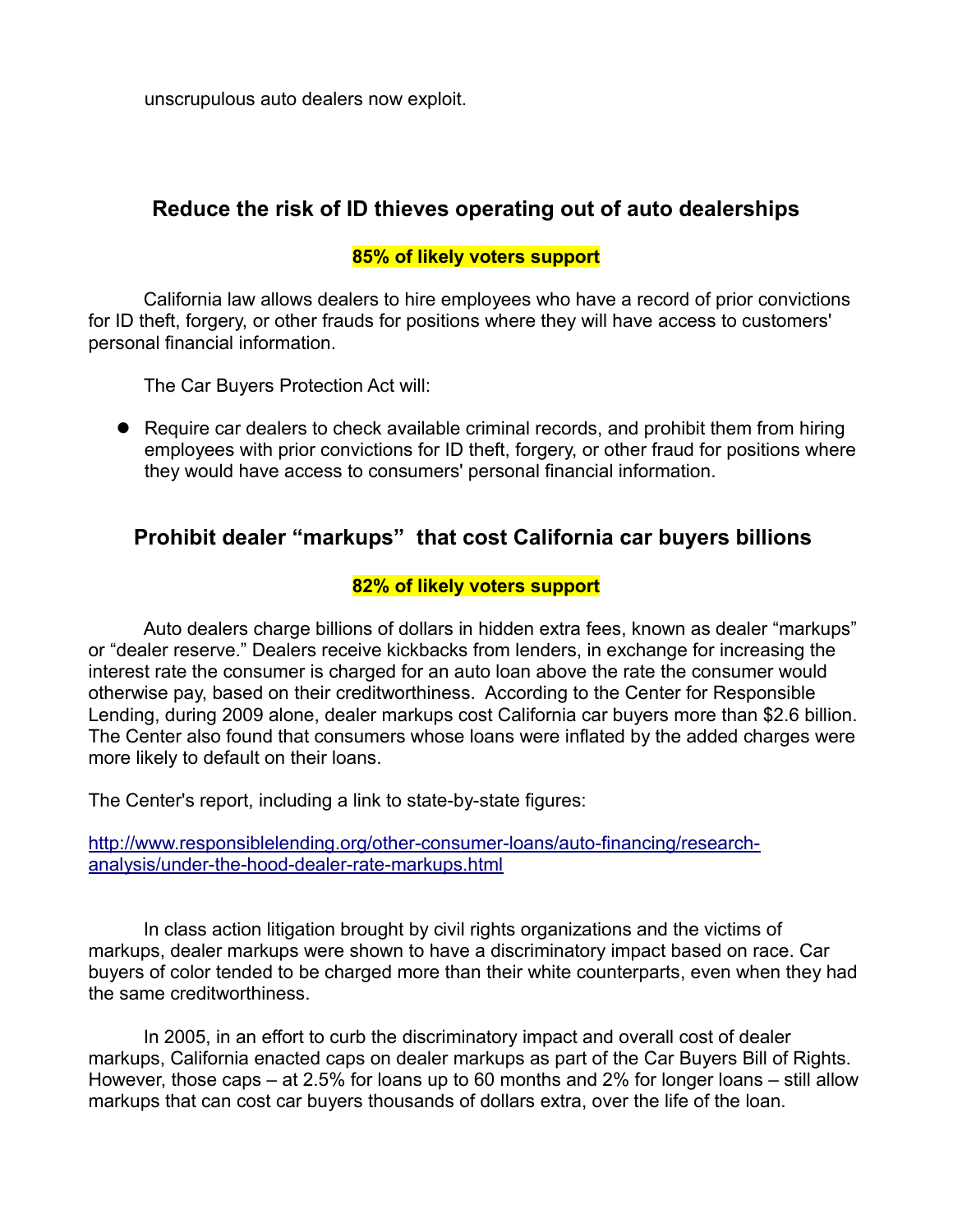unscrupulous auto dealers now exploit.

## Reduce the risk of ID thieves operating out of auto dealerships

**85% of likely voters support**

California law allows dealers to hire employees who have a record of prior convictions for ID theft, forgery, or other frauds for positions where they will have access to customers' personal financial information.

The Car Buyers Protection Act will:

- Require car dealers to check available criminal records, and prohibit them from hiring employees with prior convictions for ID theft, forgery, or other fraud for positions where they would have access to consumers' personal financial information.

## Prohibit dealer "markups" that cost California car buyers billions

**82% of likely voters support**

Auto dealers charge billions of dollars in hidden extra fees, known as dealer "markups" or "dealer reserve." Dealers receive kickbacks from lenders, in exchange for increasing the interest rate the consumer is charged for an auto loan above the rate the consumer would otherwise pay, based on their creditworthiness. According to the Center for Responsible Lending, during 2009 alone, dealer markups cost California car buyers more than $2.6 billion. The Center also found that consumers whose loans were inflated by the added charges were more likely to default on their loans.

The Center's report, including a link to state-by-state figures:

http://www.responsiblelending.org/other-consumer-loans/auto-financing/research-analysis/under-the-hood-dealer-rate-markups.html

In class action litigation brought by civil rights organizations and the victims of markups, dealer markups were shown to have a discriminatory impact based on race. Car buyers of color tended to be charged more than their white counterparts, even when they had the same creditworthiness.

In 2005, in an effort to curb the discriminatory impact and overall cost of dealer markups, California enacted caps on dealer markups as part of the Car Buyers Bill of Rights. However, those caps – at 2.5% for loans up to 60 months and 2% for longer loans – still allow markups that can cost car buyers thousands of dollars extra, over the life of the loan.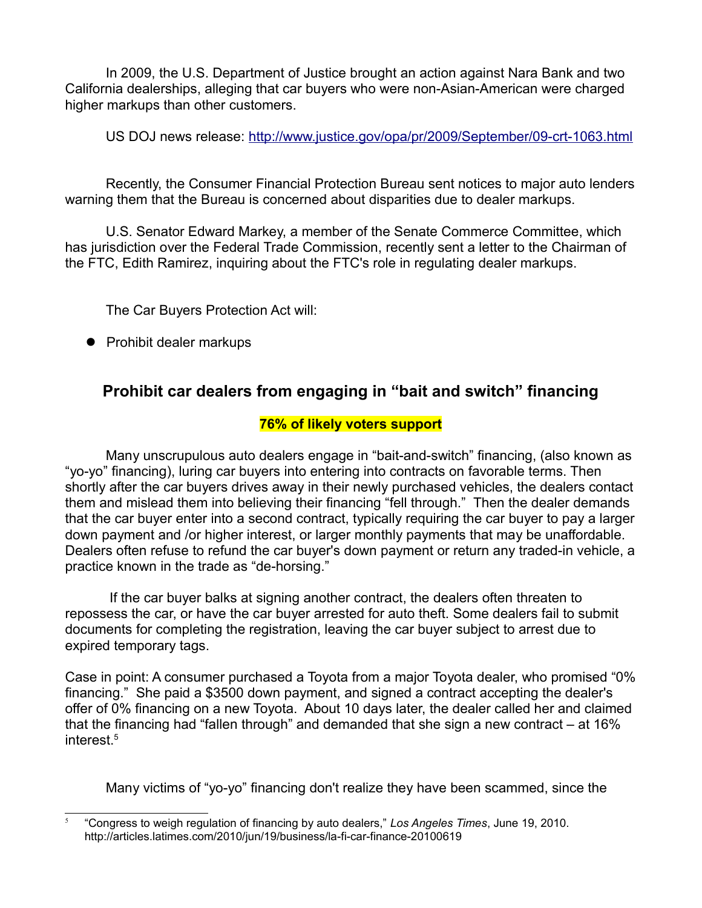In 2009, the U.S. Department of Justice brought an action against Nara Bank and two California dealerships, alleging that car buyers who were non-Asian-American were charged higher markups than other customers.

US DOJ news release: http://www.justice.gov/opa/pr/2009/September/09-crt-1063.html

Recently, the Consumer Financial Protection Bureau sent notices to major auto lenders warning them that the Bureau is concerned about disparities due to dealer markups.

U.S. Senator Edward Markey, a member of the Senate Commerce Committee, which has jurisdiction over the Federal Trade Commission, recently sent a letter to the Chairman of the FTC, Edith Ramirez, inquiring about the FTC's role in regulating dealer markups.

The Car Buyers Protection Act will:

- Prohibit dealer markups

## Prohibit car dealers from engaging in "bait and switch" financing

**76% of likely voters support**

Many unscrupulous auto dealers engage in "bait-and-switch" financing, (also known as "yo-yo" financing), luring car buyers into entering into contracts on favorable terms. Then shortly after the car buyers drives away in their newly purchased vehicles, the dealers contact them and mislead them into believing their financing "fell through." Then the dealer demands that the car buyer enter into a second contract, typically requiring the car buyer to pay a larger down payment and /or higher interest, or larger monthly payments that may be unaffordable. Dealers often refuse to refund the car buyer's down payment or return any traded-in vehicle, a practice known in the trade as "de-horsing."

If the car buyer balks at signing another contract, the dealers often threaten to repossess the car, or have the car buyer arrested for auto theft. Some dealers fail to submit documents for completing the registration, leaving the car buyer subject to arrest due to expired temporary tags.

Case in point: A consumer purchased a Toyota from a major Toyota dealer, who promised "0% financing." She paid a $3500 down payment, and signed a contract accepting the dealer's offer of 0% financing on a new Toyota. About 10 days later, the dealer called her and claimed that the financing had "fallen through" and demanded that she sign a new contract – at 16% interest.[5]

Many victims of "yo-yo" financing don't realize they have been scammed, since the

---

[5] "Congress to weigh regulation of financing by auto dealers," *Los Angeles Times*, June 19, 2010. http://articles.latimes.com/2010/jun/19/business/la-fi-car-finance-20100619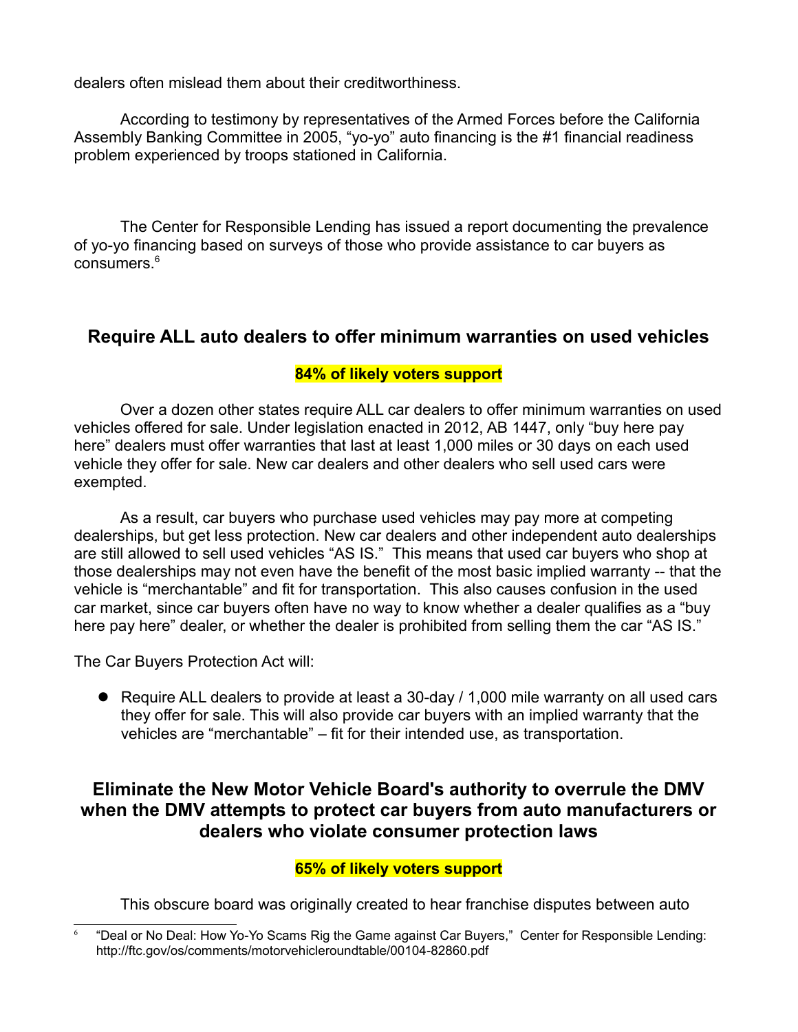dealers often mislead them about their creditworthiness.

According to testimony by representatives of the Armed Forces before the California Assembly Banking Committee in 2005, "yo-yo" auto financing is the #1 financial readiness problem experienced by troops stationed in California.

The Center for Responsible Lending has issued a report documenting the prevalence of yo-yo financing based on surveys of those who provide assistance to car buyers as consumers.[6]

## Require ALL auto dealers to offer minimum warranties on used vehicles

**84% of likely voters support**

Over a dozen other states require ALL car dealers to offer minimum warranties on used vehicles offered for sale. Under legislation enacted in 2012, AB 1447, only "buy here pay here" dealers must offer warranties that last at least 1,000 miles or 30 days on each used vehicle they offer for sale. New car dealers and other dealers who sell used cars were exempted.

As a result, car buyers who purchase used vehicles may pay more at competing dealerships, but get less protection. New car dealers and other independent auto dealerships are still allowed to sell used vehicles "AS IS." This means that used car buyers who shop at those dealerships may not even have the benefit of the most basic implied warranty -- that the vehicle is "merchantable" and fit for transportation. This also causes confusion in the used car market, since car buyers often have no way to know whether a dealer qualifies as a "buy here pay here" dealer, or whether the dealer is prohibited from selling them the car "AS IS."

The Car Buyers Protection Act will:

- Require ALL dealers to provide at least a 30-day / 1,000 mile warranty on all used cars they offer for sale. This will also provide car buyers with an implied warranty that the vehicles are "merchantable" – fit for their intended use, as transportation.

## Eliminate the New Motor Vehicle Board's authority to overrule the DMV when the DMV attempts to protect car buyers from auto manufacturers or dealers who violate consumer protection laws

**65% of likely voters support**

This obscure board was originally created to hear franchise disputes between auto

[6] "Deal or No Deal: How Yo-Yo Scams Rig the Game against Car Buyers," Center for Responsible Lending: http://ftc.gov/os/comments/motorvehicleroundtable/00104-82860.pdf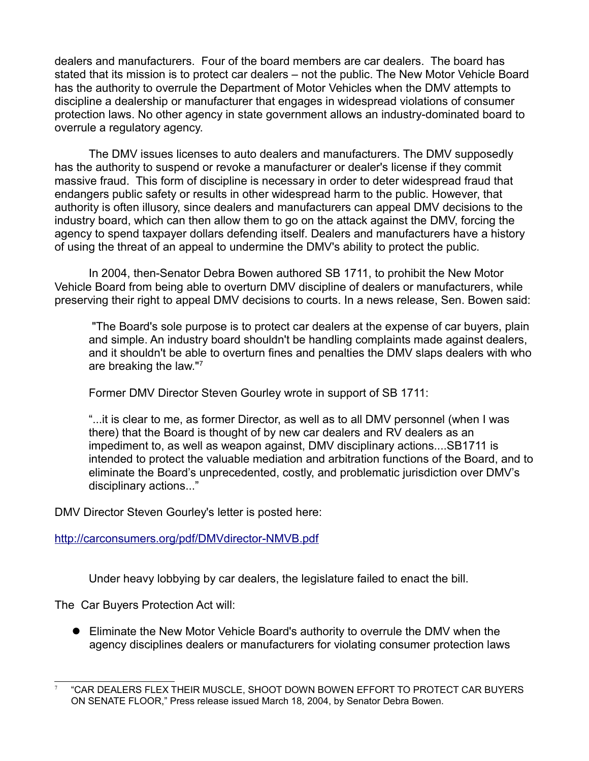dealers and manufacturers. Four of the board members are car dealers. The board has stated that its mission is to protect car dealers – not the public. The New Motor Vehicle Board has the authority to overrule the Department of Motor Vehicles when the DMV attempts to discipline a dealership or manufacturer that engages in widespread violations of consumer protection laws. No other agency in state government allows an industry-dominated board to overrule a regulatory agency.

The DMV issues licenses to auto dealers and manufacturers. The DMV supposedly has the authority to suspend or revoke a manufacturer or dealer's license if they commit massive fraud. This form of discipline is necessary in order to deter widespread fraud that endangers public safety or results in other widespread harm to the public. However, that authority is often illusory, since dealers and manufacturers can appeal DMV decisions to the industry board, which can then allow them to go on the attack against the DMV, forcing the agency to spend taxpayer dollars defending itself. Dealers and manufacturers have a history of using the threat of an appeal to undermine the DMV's ability to protect the public.

In 2004, then-Senator Debra Bowen authored SB 1711, to prohibit the New Motor Vehicle Board from being able to overturn DMV discipline of dealers or manufacturers, while preserving their right to appeal DMV decisions to courts. In a news release, Sen. Bowen said:

> "The Board's sole purpose is to protect car dealers at the expense of car buyers, plain and simple. An industry board shouldn't be handling complaints made against dealers, and it shouldn't be able to overturn fines and penalties the DMV slaps dealers with who are breaking the law."[7]

Former DMV Director Steven Gourley wrote in support of SB 1711:

> "...it is clear to me, as former Director, as well as to all DMV personnel (when I was there) that the Board is thought of by new car dealers and RV dealers as an impediment to, as well as weapon against, DMV disciplinary actions....SB1711 is intended to protect the valuable mediation and arbitration functions of the Board, and to eliminate the Board's unprecedented, costly, and problematic jurisdiction over DMV's disciplinary actions..."

DMV Director Steven Gourley's letter is posted here:

http://carconsumers.org/pdf/DMVdirector-NMVB.pdf

Under heavy lobbying by car dealers, the legislature failed to enact the bill.

The Car Buyers Protection Act will:

- Eliminate the New Motor Vehicle Board's authority to overrule the DMV when the agency disciplines dealers or manufacturers for violating consumer protection laws

---

[7] "CAR DEALERS FLEX THEIR MUSCLE, SHOOT DOWN BOWEN EFFORT TO PROTECT CAR BUYERS ON SENATE FLOOR," Press release issued March 18, 2004, by Senator Debra Bowen.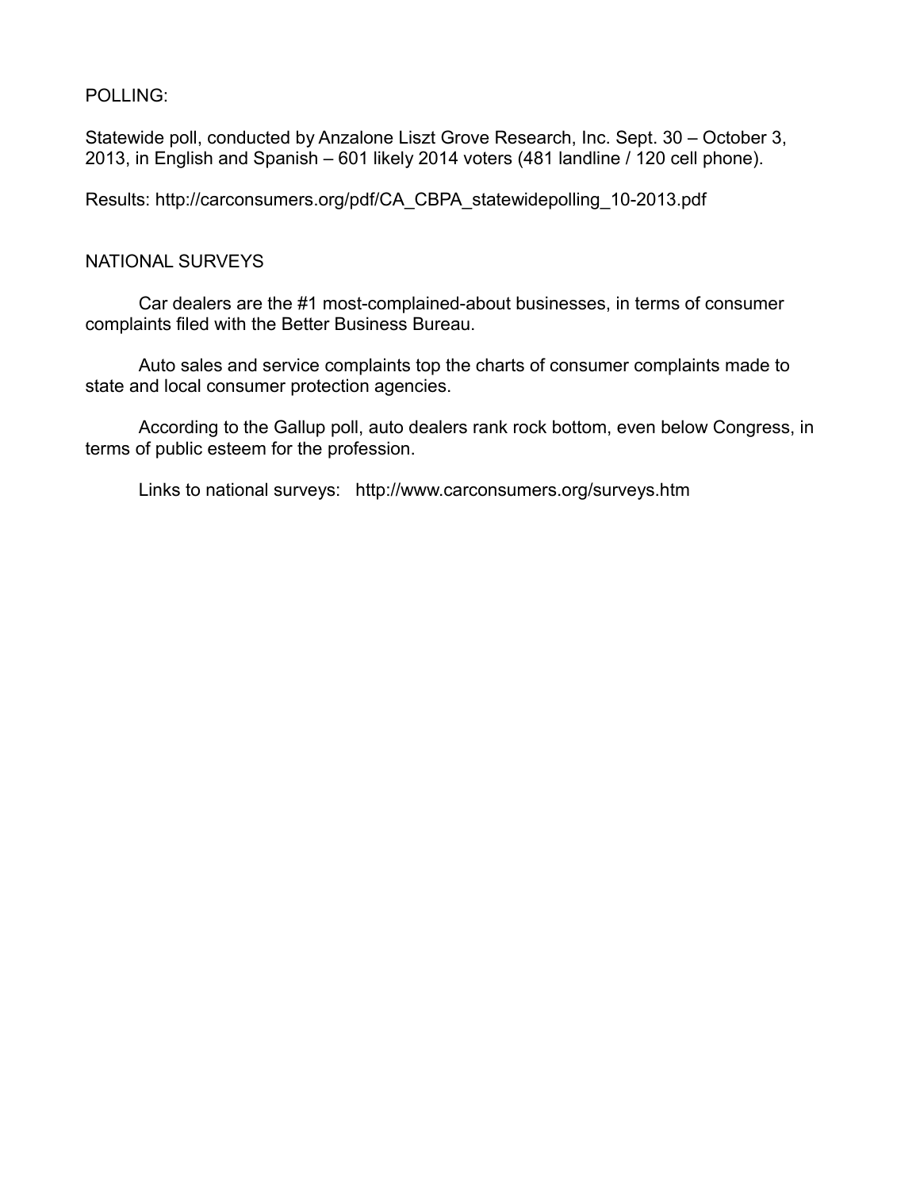## POLLING:

Statewide poll, conducted by Anzalone Liszt Grove Research, Inc. Sept. 30 – October 3, 2013, in English and Spanish – 601 likely 2014 voters (481 landline / 120 cell phone).

Results: http://carconsumers.org/pdf/CA_CBPA_statewidepolling_10-2013.pdf

## NATIONAL SURVEYS

Car dealers are the #1 most-complained-about businesses, in terms of consumer complaints filed with the Better Business Bureau.

Auto sales and service complaints top the charts of consumer complaints made to state and local consumer protection agencies.

According to the Gallup poll, auto dealers rank rock bottom, even below Congress, in terms of public esteem for the profession.

Links to national surveys: http://www.carconsumers.org/surveys.htm